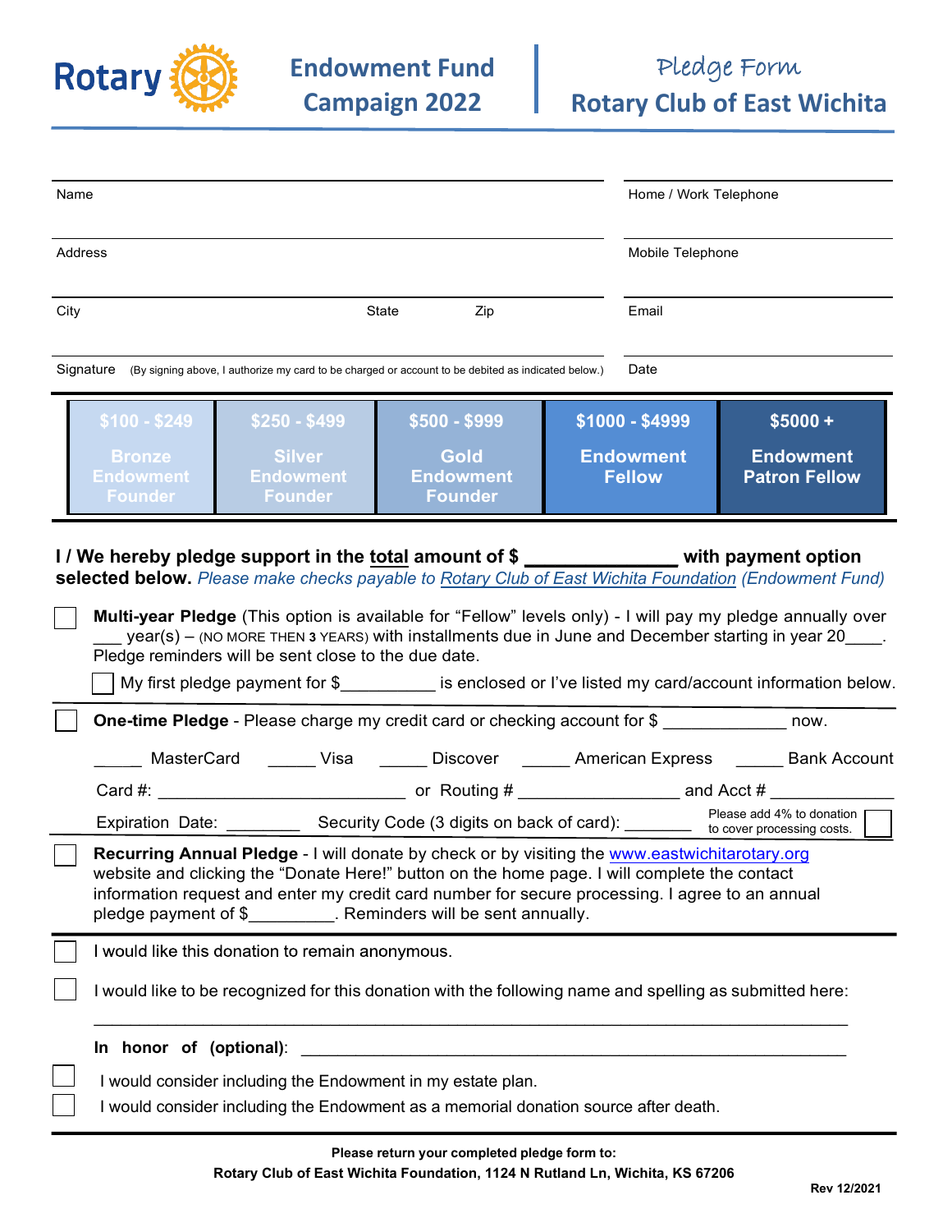Rotary

# Endowment Fund Campaign 2022

## Pledge Form
## Rotary Club of East Wichita

Name

Home / Work Telephone

Address

Mobile Telephone

City State Zip

Email

Signature (By signing above, I authorize my card to be charged or account to be debited as indicated below.)

Date

| $100 - $249 | $250 - $499 | $500 - $999 | $1000 - $4999 | $5000 + |
|---|---|---|---|---|
| Bronze Endowment Founder | Silver Endowment Founder | Gold Endowment Founder | Endowment Fellow | Endowment Patron Fellow |

**I / We hereby pledge support in the total amount of $ _____________ with payment option selected below.** *Please make checks payable to Rotary Club of East Wichita Foundation (Endowment Fund)*

☐ **Multi-year Pledge** (This option is available for "Fellow" levels only) - I will pay my pledge annually over ___ year(s) – (NO MORE THEN 3 YEARS) with installments due in June and December starting in year 20____. Pledge reminders will be sent close to the due date.

☐ My first pledge payment for $__________ is enclosed or I've listed my card/account information below.

☐ **One-time Pledge** - Please charge my credit card or checking account for $ _____________ now.

_____ MasterCard _____ Visa _____ Discover _____ American Express _____ Bank Account

Card #: __________________________ or Routing # ________________ and Acct # _____________

Expiration Date: ________ Security Code (3 digits on back of card): _______ Please add 4% to donation to cover processing costs. ☐

☐ **Recurring Annual Pledge** - I will donate by check or by visiting the www.eastwichitarotary.org website and clicking the "Donate Here!" button on the home page. I will complete the contact information request and enter my credit card number for secure processing. I agree to an annual pledge payment of $_________. Reminders will be sent annually.

☐ I would like this donation to remain anonymous.

☐ I would like to be recognized for this donation with the following name and spelling as submitted here:

_____________________________________________________________________________

**In honor of (optional)**: _____________________________________________________________

☐ I would consider including the Endowment in my estate plan.

☐ I would consider including the Endowment as a memorial donation source after death.

**Please return your completed pledge form to:**

**Rotary Club of East Wichita Foundation, 1124 N Rutland Ln, Wichita, KS 67206**

**Rev 12/2021**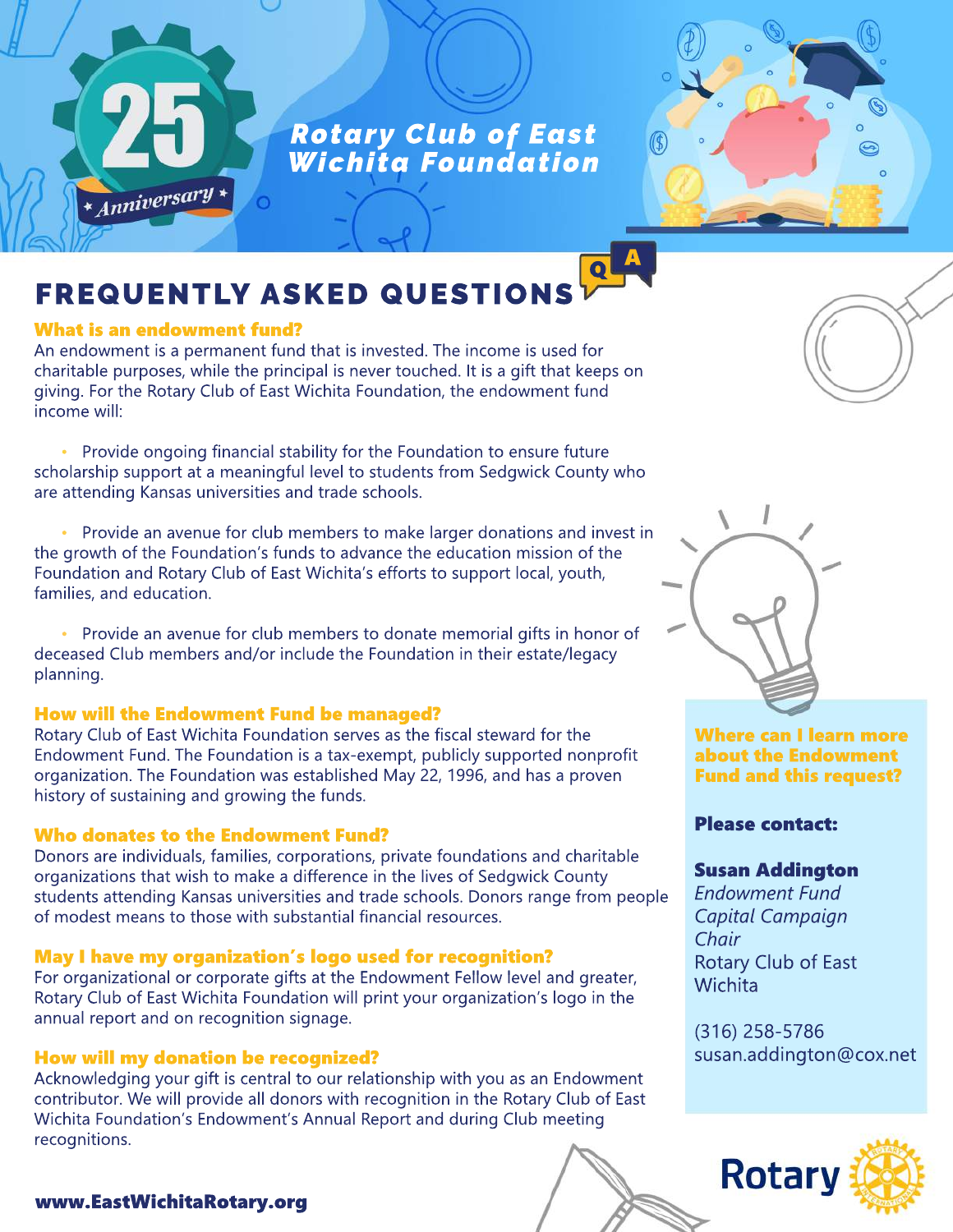**25 Anniversary**

# Rotary Club of East Wichita Foundation

## FREQUENTLY ASKED QUESTIONS

### What is an endowment fund?

An endowment is a permanent fund that is invested. The income is used for charitable purposes, while the principal is never touched. It is a gift that keeps on giving. For the Rotary Club of East Wichita Foundation, the endowment fund income will:

- Provide ongoing financial stability for the Foundation to ensure future scholarship support at a meaningful level to students from Sedgwick County who are attending Kansas universities and trade schools.
- Provide an avenue for club members to make larger donations and invest in the growth of the Foundation's funds to advance the education mission of the Foundation and Rotary Club of East Wichita's efforts to support local, youth, families, and education.
- Provide an avenue for club members to donate memorial gifts in honor of deceased Club members and/or include the Foundation in their estate/legacy planning.

### How will the Endowment Fund be managed?

Rotary Club of East Wichita Foundation serves as the fiscal steward for the Endowment Fund. The Foundation is a tax-exempt, publicly supported nonprofit organization. The Foundation was established May 22, 1996, and has a proven history of sustaining and growing the funds.

### Who donates to the Endowment Fund?

Donors are individuals, families, corporations, private foundations and charitable organizations that wish to make a difference in the lives of Sedgwick County students attending Kansas universities and trade schools. Donors range from people of modest means to those with substantial financial resources.

### May I have my organization's logo used for recognition?

For organizational or corporate gifts at the Endowment Fellow level and greater, Rotary Club of East Wichita Foundation will print your organization's logo in the annual report and on recognition signage.

### How will my donation be recognized?

Acknowledging your gift is central to our relationship with you as an Endowment contributor. We will provide all donors with recognition in the Rotary Club of East Wichita Foundation's Endowment's Annual Report and during Club meeting recognitions.

### Where can I learn more about the Endowment Fund and this request?

**Please contact:**

**Susan Addington**
*Endowment Fund Capital Campaign Chair*
Rotary Club of East Wichita

(316) 258-5786
susan.addington@cox.net

**www.EastWichitaRotary.org**

Rotary